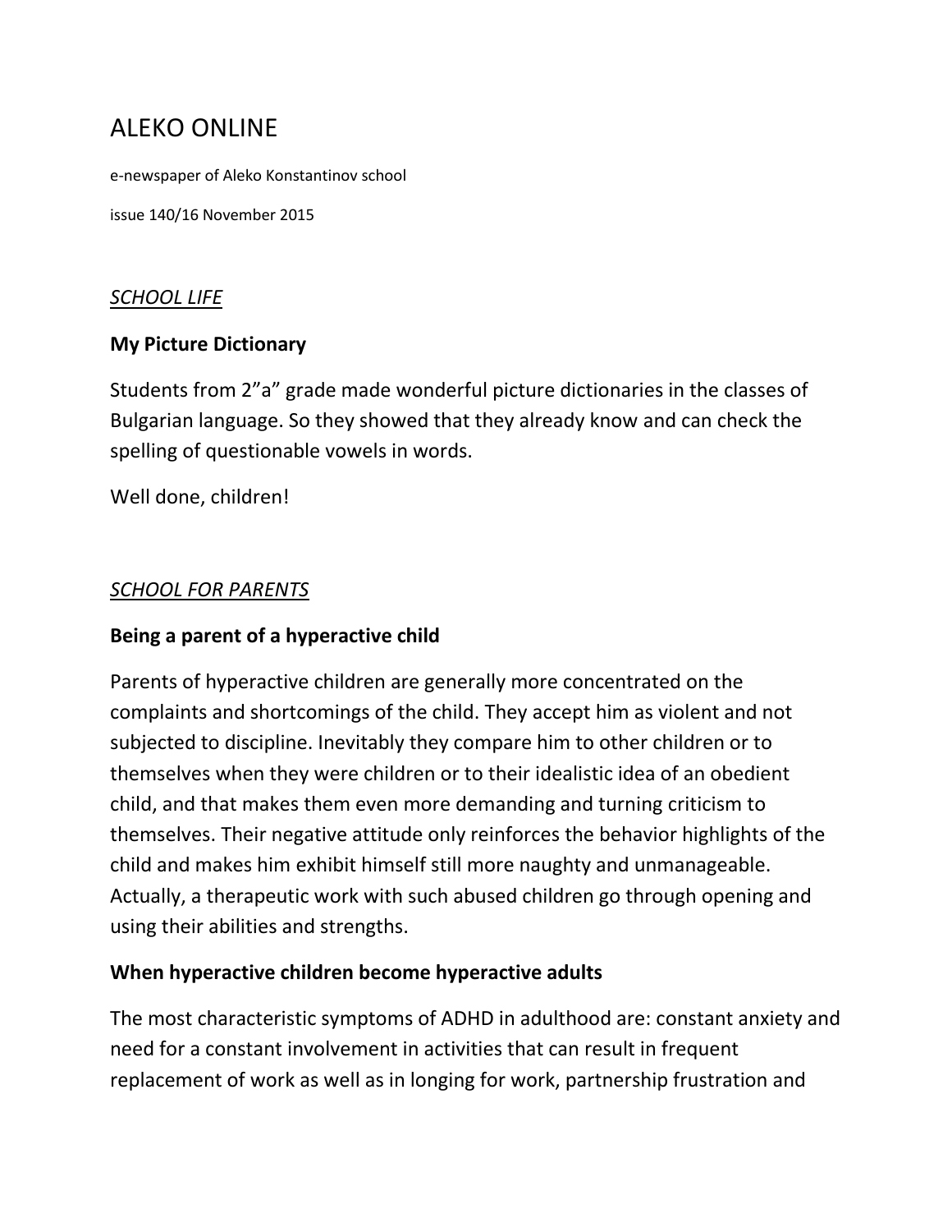# ALEKO ONLINE

e-newspaper of Aleko Konstantinov school

issue 140/16 November 2015

*SCHOOL LIFE*

## My Picture Dictionary

Students from 2”a” grade made wonderful picture dictionaries in the classes of Bulgarian language. So they showed that they already know and can check the spelling of questionable vowels in words.

Well done, children!

*SCHOOL FOR PARENTS*

## Being a parent of a hyperactive child

Parents of hyperactive children are generally more concentrated on the complaints and shortcomings of the child. They accept him as violent and not subjected to discipline. Inevitably they compare him to other children or to themselves when they were children or to their idealistic idea of an obedient child, and that makes them even more demanding and turning criticism to themselves. Their negative attitude only reinforces the behavior highlights of the child and makes him exhibit himself still more naughty and unmanageable. Actually, a therapeutic work with such abused children go through opening and using their abilities and strengths.

## When hyperactive children become hyperactive adults

The most characteristic symptoms of ADHD in adulthood are: constant anxiety and need for a constant involvement in activities that can result in frequent replacement of work as well as in longing for work, partnership frustration and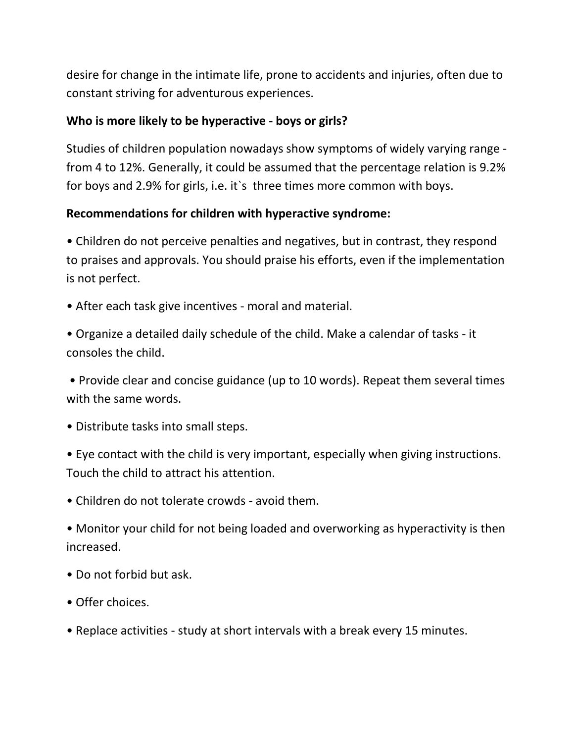desire for change in the intimate life, prone to accidents and injuries, often due to constant striving for adventurous experiences.

**Who is more likely to be hyperactive - boys or girls?**

Studies of children population nowadays show symptoms of widely varying range - from 4 to 12%. Generally, it could be assumed that the percentage relation is 9.2% for boys and 2.9% for girls, i.e. it`s three times more common with boys.

**Recommendations for children with hyperactive syndrome:**

- Children do not perceive penalties and negatives, but in contrast, they respond to praises and approvals. You should praise his efforts, even if the implementation is not perfect.
- After each task give incentives - moral and material.
- Organize a detailed daily schedule of the child. Make a calendar of tasks - it consoles the child.
- Provide clear and concise guidance (up to 10 words). Repeat them several times with the same words.
- Distribute tasks into small steps.
- Eye contact with the child is very important, especially when giving instructions. Touch the child to attract his attention.
- Children do not tolerate crowds - avoid them.
- Monitor your child for not being loaded and overworking as hyperactivity is then increased.
- Do not forbid but ask.
- Offer choices.
- Replace activities - study at short intervals with a break every 15 minutes.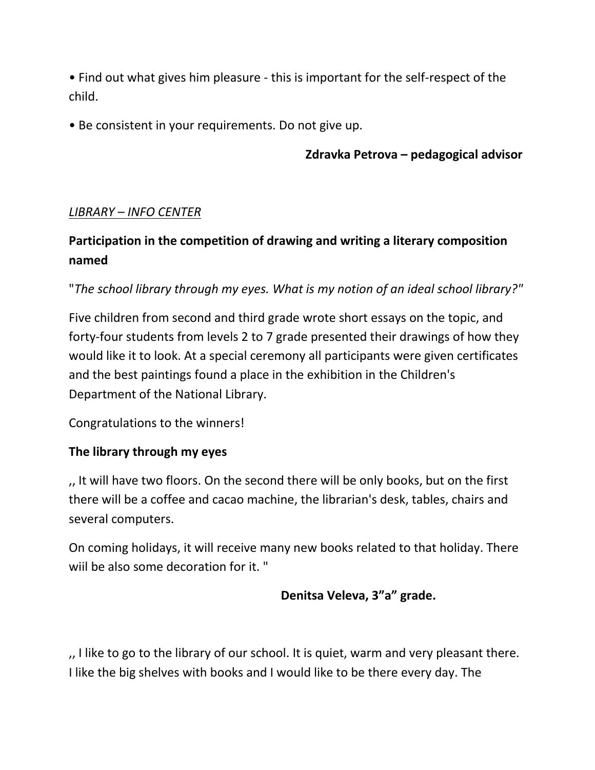• Find out what gives him pleasure - this is important for the self-respect of the child.

• Be consistent in your requirements. Do not give up.

**Zdravka Petrova – pedagogical advisor**

*LIBRARY – INFO CENTER*

**Participation in the competition of drawing and writing a literary composition named**

"*The school library through my eyes. What is my notion of an ideal school library?*"

Five children from second and third grade wrote short essays on the topic, and forty-four students from levels 2 to 7 grade presented their drawings of how they would like it to look. At a special ceremony all participants were given certificates and the best paintings found a place in the exhibition in the Children's Department of the National Library.

Congratulations to the winners!

**The library through my eyes**

,, It will have two floors. On the second there will be only books, but on the first there will be a coffee and cacao machine, the librarian's desk, tables, chairs and several computers.

On coming holidays, it will receive many new books related to that holiday. There wiil be also some decoration for it. "

**Denitsa Veleva, 3"a" grade.**

,, I like to go to the library of our school. It is quiet, warm and very pleasant there. I like the big shelves with books and I would like to be there every day. The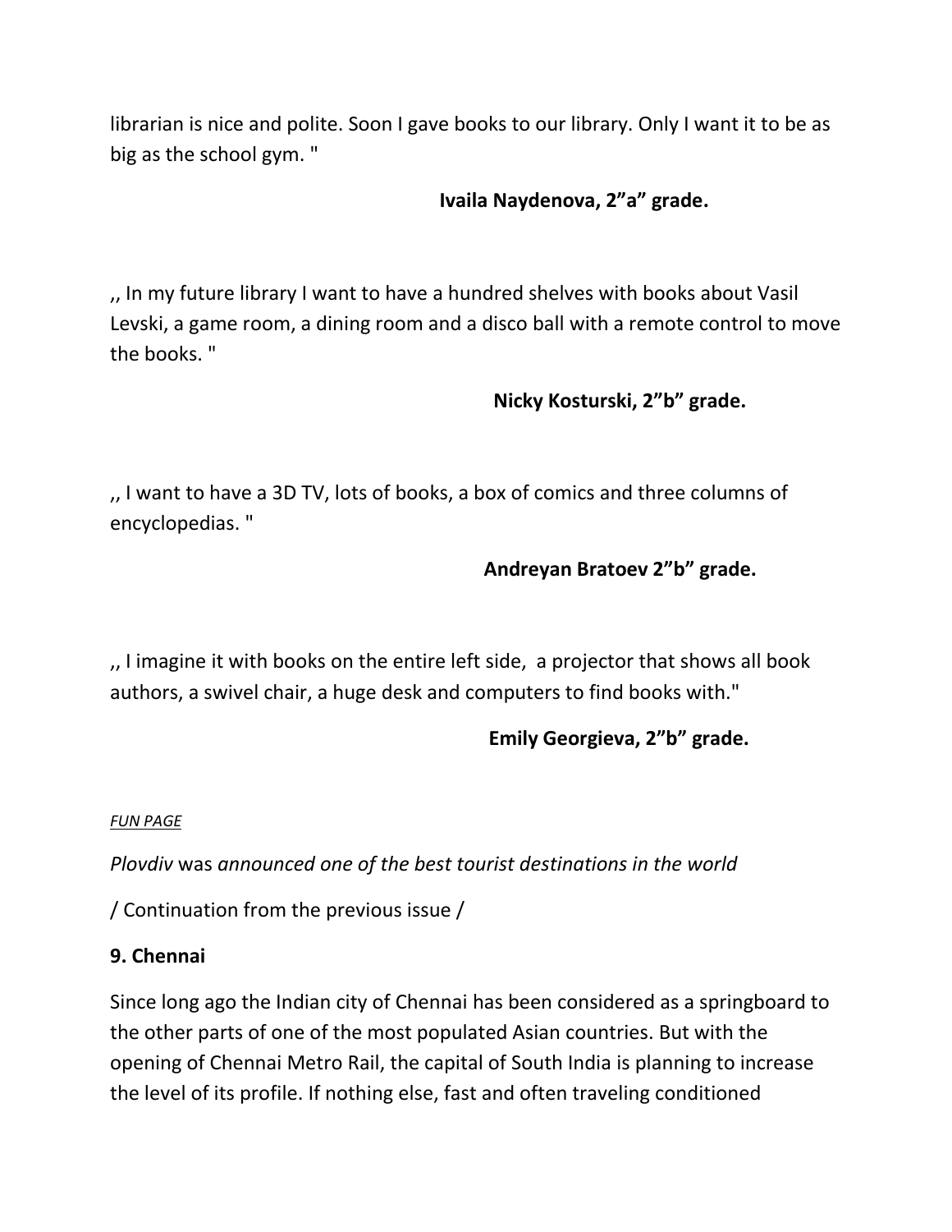librarian is nice and polite. Soon I gave books to our library. Only I want it to be as big as the school gym. "

**Ivaila Naydenova, 2"a" grade.**

,, In my future library I want to have a hundred shelves with books about Vasil Levski, a game room, a dining room and a disco ball with a remote control to move the books. "

**Nicky Kosturski, 2"b" grade.**

,, I want to have a 3D TV, lots of books, a box of comics and three columns of encyclopedias. "

**Andreyan Bratoev 2"b" grade.**

,, I imagine it with books on the entire left side, a projector that shows all book authors, a swivel chair, a huge desk and computers to find books with."

**Emily Georgieva, 2"b" grade.**

*FUN PAGE*

*Plovdiv* was *announced one of the best tourist destinations in the world*

/ Continuation from the previous issue /

**9. Chennai**

Since long ago the Indian city of Chennai has been considered as a springboard to the other parts of one of the most populated Asian countries. But with the opening of Chennai Metro Rail, the capital of South India is planning to increase the level of its profile. If nothing else, fast and often traveling conditioned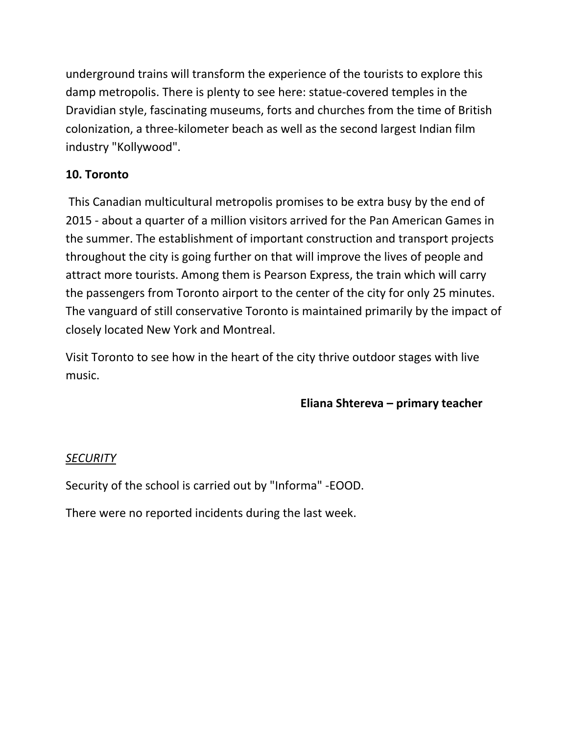underground trains will transform the experience of the tourists to explore this damp metropolis. There is plenty to see here: statue-covered temples in the Dravidian style, fascinating museums, forts and churches from the time of British colonization, a three-kilometer beach as well as the second largest Indian film industry "Kollywood".

**10. Toronto**

This Canadian multicultural metropolis promises to be extra busy by the end of 2015 - about a quarter of a million visitors arrived for the Pan American Games in the summer. The establishment of important construction and transport projects throughout the city is going further on that will improve the lives of people and attract more tourists. Among them is Pearson Express, the train which will carry the passengers from Toronto airport to the center of the city for only 25 minutes. The vanguard of still conservative Toronto is maintained primarily by the impact of closely located New York and Montreal.

Visit Toronto to see how in the heart of the city thrive outdoor stages with live music.

**Eliana Shtereva – primary teacher**

*SECURITY*

Security of the school is carried out by "Informa" -EOOD.

There were no reported incidents during the last week.